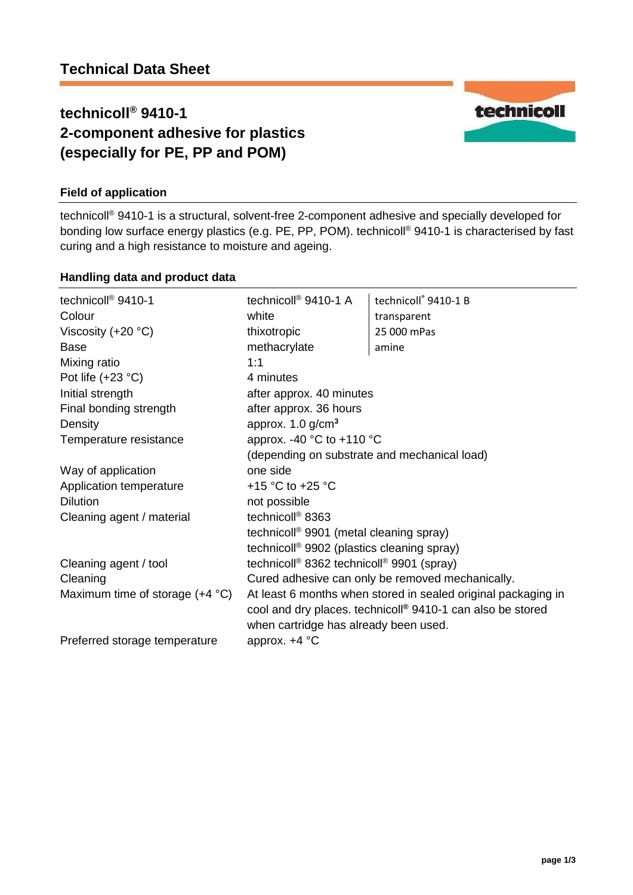# Technical Data Sheet

## technicoll® 9410-1
## 2-component adhesive for plastics
## (especially for PE, PP and POM)

### Field of application

technicoll® 9410-1 is a structural, solvent-free 2-component adhesive and specially developed for bonding low surface energy plastics (e.g. PE, PP, POM). technicoll® 9410-1 is characterised by fast curing and a high resistance to moisture and ageing.

### Handling data and product data

| technicoll® 9410-1 | technicoll® 9410-1 A | technicoll® 9410-1 B |
|---|---|---|
| Colour | white | transparent |
| Viscosity (+20 °C) | thixotropic | 25 000 mPas |
| Base | methacrylate | amine |
| Mixing ratio | 1:1 | |
| Pot life (+23 °C) | 4 minutes | |
| Initial strength | after approx. 40 minutes | |
| Final bonding strength | after approx. 36 hours | |
| Density | approx. 1.0 g/cm³ | |
| Temperature resistance | approx. -40 °C to +110 °C (depending on substrate and mechanical load) | |
| Way of application | one side | |
| Application temperature | +15 °C to +25 °C | |
| Dilution | not possible | |
| Cleaning agent / material | technicoll® 8363<br>technicoll® 9901 (metal cleaning spray)<br>technicoll® 9902 (plastics cleaning spray) | |
| Cleaning agent / tool | technicoll® 8362 technicoll® 9901 (spray) | |
| Cleaning | Cured adhesive can only be removed mechanically. | |
| Maximum time of storage (+4 °C) | At least 6 months when stored in sealed original packaging in cool and dry places. technicoll® 9410-1 can also be stored when cartridge has already been used. | |
| Preferred storage temperature | approx. +4 °C | |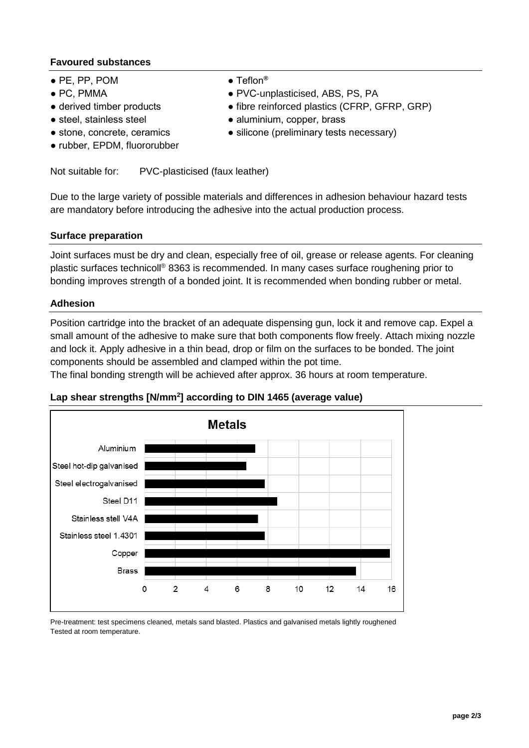### Favoured substances

- PE, PP, POM
- PC, PMMA
- derived timber products
- steel, stainless steel
- stone, concrete, ceramics
- rubber, EPDM, fluororubber
- Teflon®
- PVC-unplasticised, ABS, PS, PA
- fibre reinforced plastics (CFRP, GFRP, GRP)
- aluminium, copper, brass
- silicone (preliminary tests necessary)

Not suitable for: PVC-plasticised (faux leather)

Due to the large variety of possible materials and differences in adhesion behaviour hazard tests are mandatory before introducing the adhesive into the actual production process.

### Surface preparation

Joint surfaces must be dry and clean, especially free of oil, grease or release agents. For cleaning plastic surfaces technicoll® 8363 is recommended. In many cases surface roughening prior to bonding improves strength of a bonded joint. It is recommended when bonding rubber or metal.

### Adhesion

Position cartridge into the bracket of an adequate dispensing gun, lock it and remove cap. Expel a small amount of the adhesive to make sure that both components flow freely. Attach mixing nozzle and lock it. Apply adhesive in a thin bead, drop or film on the surfaces to be bonded. The joint components should be assembled and clamped within the pot time.
The final bonding strength will be achieved after approx. 36 hours at room temperature.

### Lap shear strengths [$N/mm^2$] according to DIN 1465 (average value)

**Metals**

| Material | Lap shear strength [$N/mm^2$] (approx.) |
|---|---|
| Aluminium | 7.2 |
| Steel hot-dip galvanised | 6.6 |
| Steel electrogalvanised | 7.8 |
| Steel D11 | 8.6 |
| Stainless stell V4A | 7.4 |
| Stainless steel 1.4301 | 7.8 |
| Copper | 15.9 |
| Brass | 13.7 |

Pre-treatment: test specimens cleaned, metals sand blasted. Plastics and galvanised metals lightly roughened
Tested at room temperature.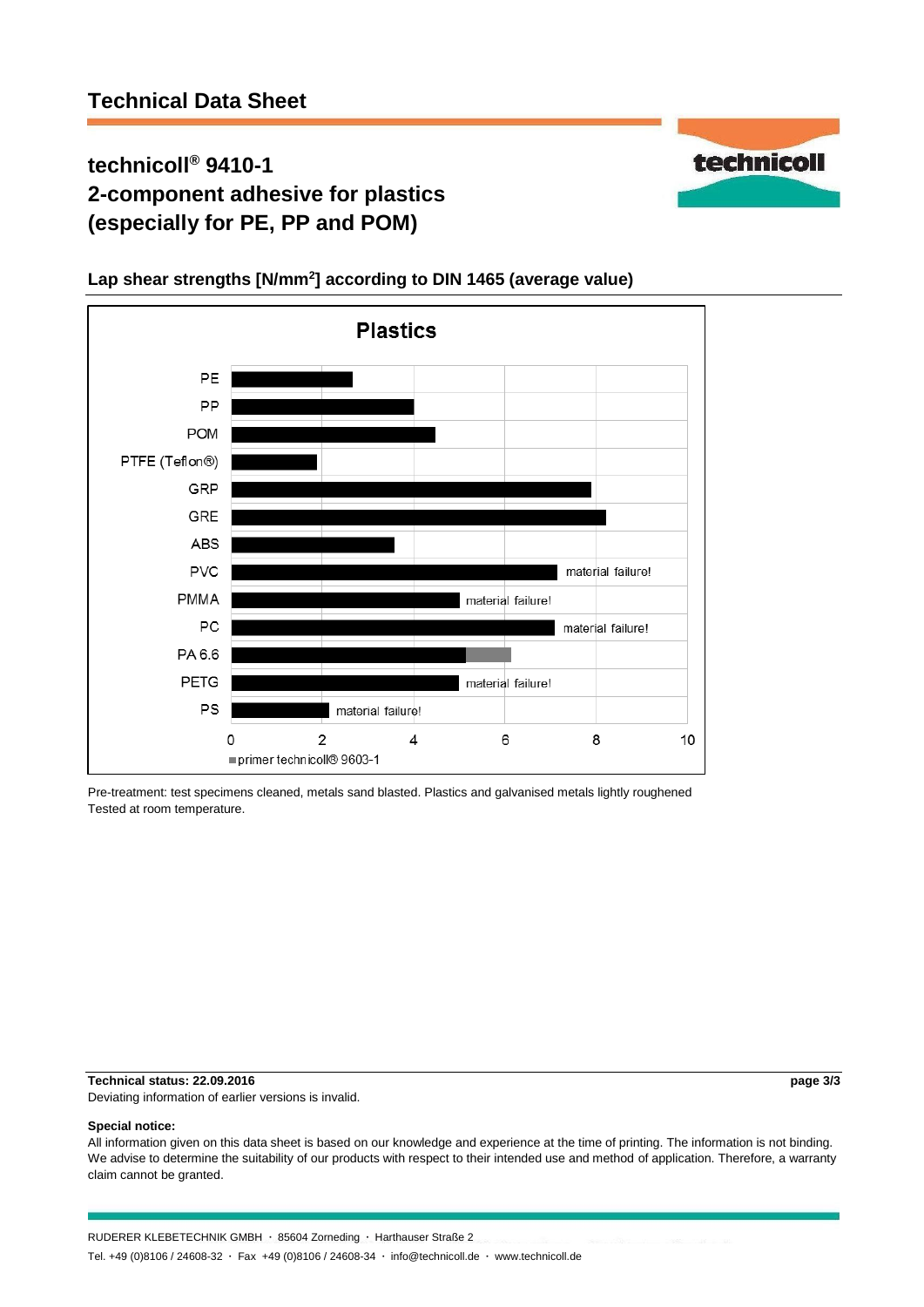## Technical Data Sheet

# technicoll® 9410-1
# 2-component adhesive for plastics (especially for PE, PP and POM)

### Lap shear strengths [N/mm²] according to DIN 1465 (average value)

Plastics

PE
PP
POM
PTFE (Teflon®)
GRP
GRE
ABS
PVC material failure!
PMMA material failure!
PC material failure!
PA 6.6
PETG material failure!
PS material failure!

0 2 4 6 8 10

primer technicoll® 9603-1

Pre-treatment: test specimens cleaned, metals sand blasted. Plastics and galvanised metals lightly roughened
Tested at room temperature.

**Technical status: 22.09.2016**
Deviating information of earlier versions is invalid.

**Special notice:**
All information given on this data sheet is based on our knowledge and experience at the time of printing. The information is not binding. We advise to determine the suitability of our products with respect to their intended use and method of application. Therefore, a warranty claim cannot be granted.

RUDERER KLEBETECHNIK GMBH · 85604 Zorneding · Harthauser Straße 2
Tel. +49 (0)8106 / 24608-32 · Fax +49 (0)8106 / 24608-34 · info@technicoll.de · www.technicoll.de